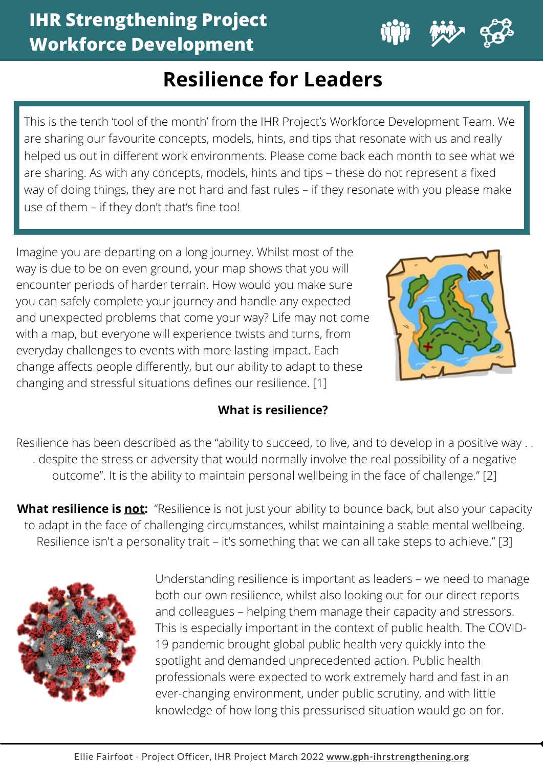# IHR Strengthening Project Workforce Development

## Resilience for Leaders

This is the tenth 'tool of the month' from the IHR Project's Workforce Development Team. We are sharing our favourite concepts, models, hints, and tips that resonate with us and really helped us out in different work environments. Please come back each month to see what we are sharing. As with any concepts, models, hints and tips – these do not represent a fixed way of doing things, they are not hard and fast rules – if they resonate with you please make use of them – if they don't that's fine too!

Imagine you are departing on a long journey. Whilst most of the way is due to be on even ground, your map shows that you will encounter periods of harder terrain. How would you make sure you can safely complete your journey and handle any expected and unexpected problems that come your way? Life may not come with a map, but everyone will experience twists and turns, from everyday challenges to events with more lasting impact. Each change affects people differently, but our ability to adapt to these changing and stressful situations defines our resilience. [1]

### What is resilience?

Resilience has been described as the "ability to succeed, to live, and to develop in a positive way . . . despite the stress or adversity that would normally involve the real possibility of a negative outcome". It is the ability to maintain personal wellbeing in the face of challenge." [2]

**What resilience is <u>not</u>:** "Resilience is not just your ability to bounce back, but also your capacity to adapt in the face of challenging circumstances, whilst maintaining a stable mental wellbeing. Resilience isn't a personality trait – it's something that we can all take steps to achieve." [3]

Understanding resilience is important as leaders – we need to manage both our own resilience, whilst also looking out for our direct reports and colleagues – helping them manage their capacity and stressors. This is especially important in the context of public health. The COVID-19 pandemic brought global public health very quickly into the spotlight and demanded unprecedented action. Public health professionals were expected to work extremely hard and fast in an ever-changing environment, under public scrutiny, and with little knowledge of how long this pressurised situation would go on for.

Ellie Fairfoot - Project Officer, IHR Project March 2022 **www.gph-ihrstrengthening.org**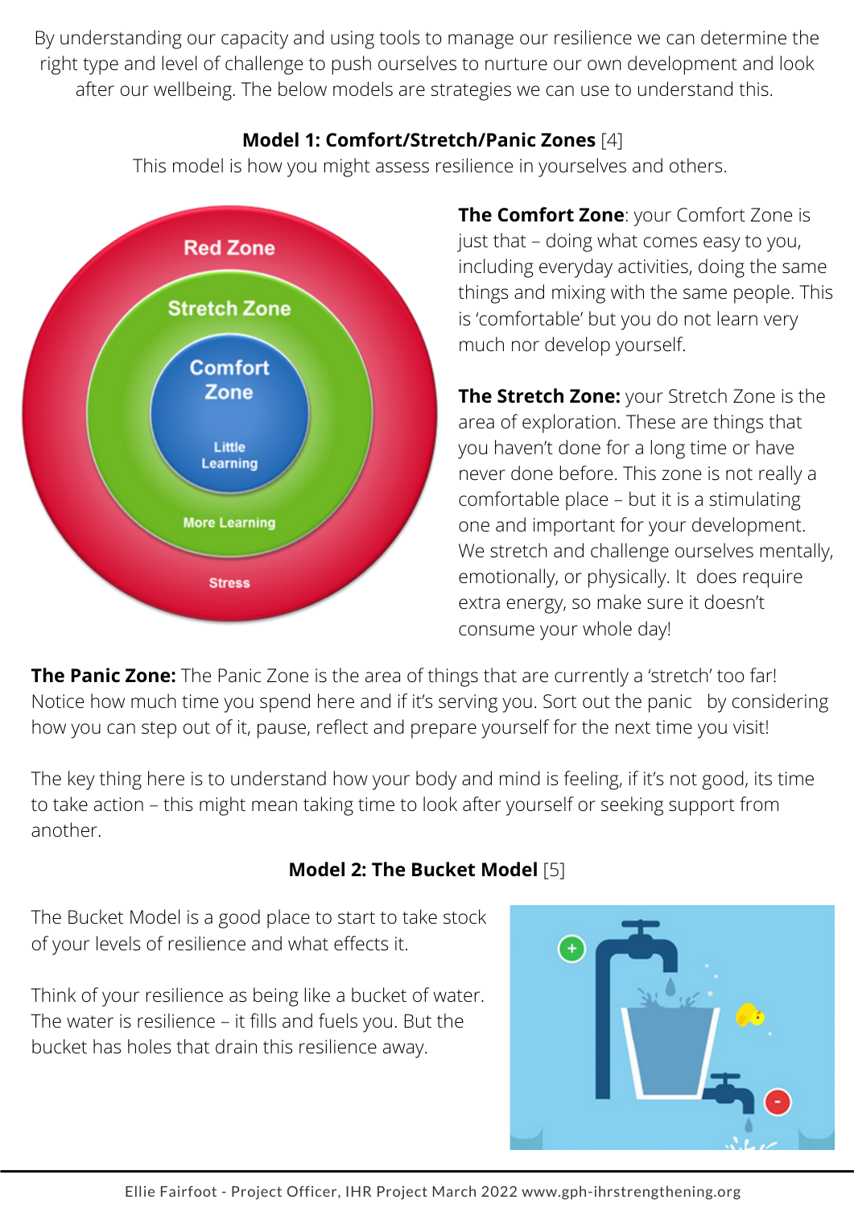By understanding our capacity and using tools to manage our resilience we can determine the right type and level of challenge to push ourselves to nurture our own development and look after our wellbeing. The below models are strategies we can use to understand this.

**Model 1: Comfort/Stretch/Panic Zones** [4]

This model is how you might assess resilience in yourselves and others.

**The Comfort Zone**: your Comfort Zone is just that – doing what comes easy to you, including everyday activities, doing the same things and mixing with the same people. This is 'comfortable' but you do not learn very much nor develop yourself.

**The Stretch Zone:** your Stretch Zone is the area of exploration. These are things that you haven't done for a long time or have never done before. This zone is not really a comfortable place – but it is a stimulating one and important for your development. We stretch and challenge ourselves mentally, emotionally, or physically. It does require extra energy, so make sure it doesn't consume your whole day!

**The Panic Zone:** The Panic Zone is the area of things that are currently a 'stretch' too far! Notice how much time you spend here and if it's serving you. Sort out the panic by considering how you can step out of it, pause, reflect and prepare yourself for the next time you visit!

The key thing here is to understand how your body and mind is feeling, if it's not good, its time to take action – this might mean taking time to look after yourself or seeking support from another.

**Model 2: The Bucket Model** [5]

The Bucket Model is a good place to start to take stock of your levels of resilience and what effects it.

Think of your resilience as being like a bucket of water. The water is resilience – it fills and fuels you. But the bucket has holes that drain this resilience away.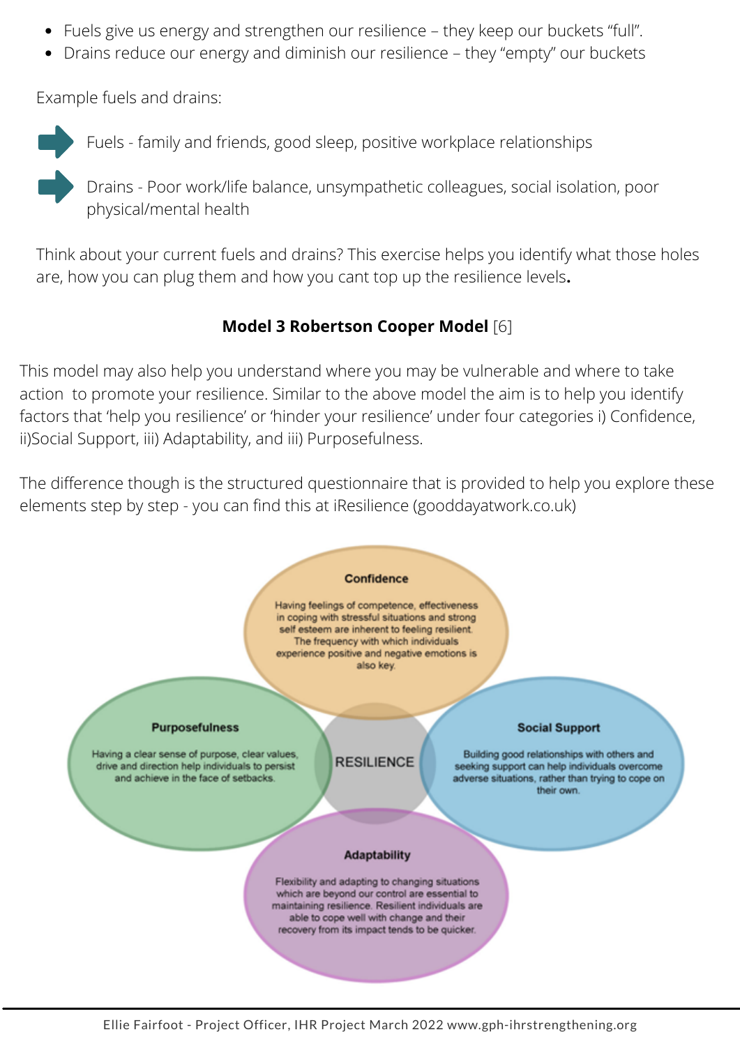- Fuels give us energy and strengthen our resilience – they keep our buckets "full".
- Drains reduce our energy and diminish our resilience – they "empty" our buckets

Example fuels and drains:

- Fuels - family and friends, good sleep, positive workplace relationships
- Drains - Poor work/life balance, unsympathetic colleagues, social isolation, poor physical/mental health

Think about your current fuels and drains? This exercise helps you identify what those holes are, how you can plug them and how you cant top up the resilience levels**.**

### **Model 3 Robertson Cooper Model** [6]

This model may also help you understand where you may be vulnerable and where to take action to promote your resilience. Similar to the above model the aim is to help you identify factors that 'help you resilience' or 'hinder your resilience' under four categories i) Confidence, ii)Social Support, iii) Adaptability, and iii) Purposefulness.

The difference though is the structured questionnaire that is provided to help you explore these elements step by step - you can find this at iResilience (gooddayatwork.co.uk)

**Confidence**

Having feelings of competence, effectiveness in coping with stressful situations and strong self esteem are inherent to feeling resilient. The frequency with which individuals experience positive and negative emotions is also key.

**Purposefulness**

Having a clear sense of purpose, clear values, drive and direction help individuals to persist and achieve in the face of setbacks.

RESILIENCE

**Social Support**

Building good relationships with others and seeking support can help individuals overcome adverse situations, rather than trying to cope on their own.

**Adaptability**

Flexibility and adapting to changing situations which are beyond our control are essential to maintaining resilience. Resilient individuals are able to cope well with change and their recovery from its impact tends to be quicker.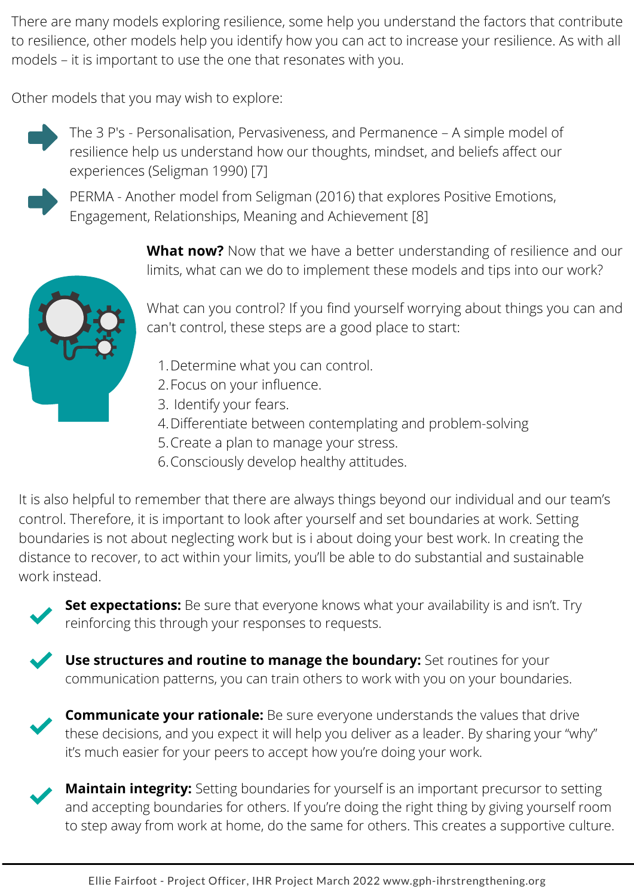There are many models exploring resilience, some help you understand the factors that contribute to resilience, other models help you identify how you can act to increase your resilience. As with all models – it is important to use the one that resonates with you.

Other models that you may wish to explore:

- The 3 P's - Personalisation, Pervasiveness, and Permanence – A simple model of resilience help us understand how our thoughts, mindset, and beliefs affect our experiences (Seligman 1990) [7]
- PERMA - Another model from Seligman (2016) that explores Positive Emotions, Engagement, Relationships, Meaning and Achievement [8]

**What now?** Now that we have a better understanding of resilience and our limits, what can we do to implement these models and tips into our work?

What can you control? If you find yourself worrying about things you can and can't control, these steps are a good place to start:

1. Determine what you can control.
2. Focus on your influence.
3. Identify your fears.
4. Differentiate between contemplating and problem-solving
5. Create a plan to manage your stress.
6. Consciously develop healthy attitudes.

It is also helpful to remember that there are always things beyond our individual and our team's control. Therefore, it is important to look after yourself and set boundaries at work. Setting boundaries is not about neglecting work but is i about doing your best work. In creating the distance to recover, to act within your limits, you'll be able to do substantial and sustainable work instead.

- **Set expectations:** Be sure that everyone knows what your availability is and isn't. Try reinforcing this through your responses to requests.
- **Use structures and routine to manage the boundary:** Set routines for your communication patterns, you can train others to work with you on your boundaries.
- **Communicate your rationale:** Be sure everyone understands the values that drive these decisions, and you expect it will help you deliver as a leader. By sharing your "why" it's much easier for your peers to accept how you're doing your work.
- **Maintain integrity:** Setting boundaries for yourself is an important precursor to setting and accepting boundaries for others. If you're doing the right thing by giving yourself room to step away from work at home, do the same for others. This creates a supportive culture.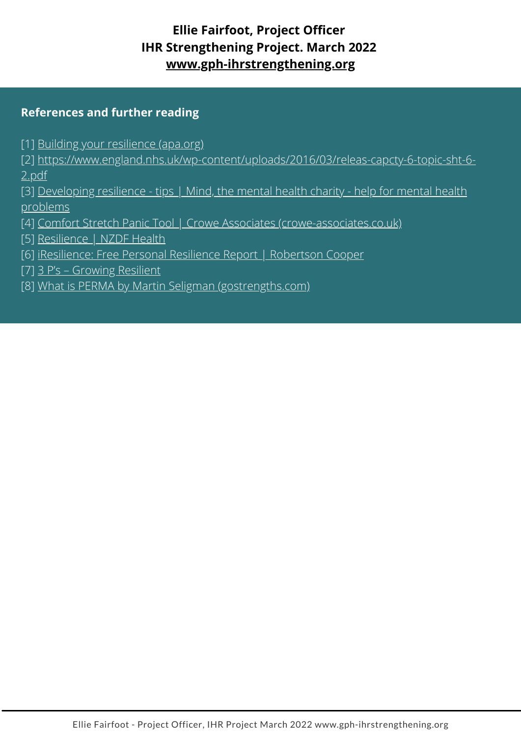**Ellie Fairfoot, Project Officer**
**IHR Strengthening Project. March 2022**
**www.gph-ihrstrengthening.org**

## References and further reading

[1] Building your resilience (apa.org)
[2] https://www.england.nhs.uk/wp-content/uploads/2016/03/releas-capcty-6-topic-sht-6-2.pdf
[3] Developing resilience - tips | Mind, the mental health charity - help for mental health problems
[4] Comfort Stretch Panic Tool | Crowe Associates (crowe-associates.co.uk)
[5] Resilience | NZDF Health
[6] iResilience: Free Personal Resilience Report | Robertson Cooper
[7] 3 P's – Growing Resilient
[8] What is PERMA by Martin Seligman (gostrengths.com)